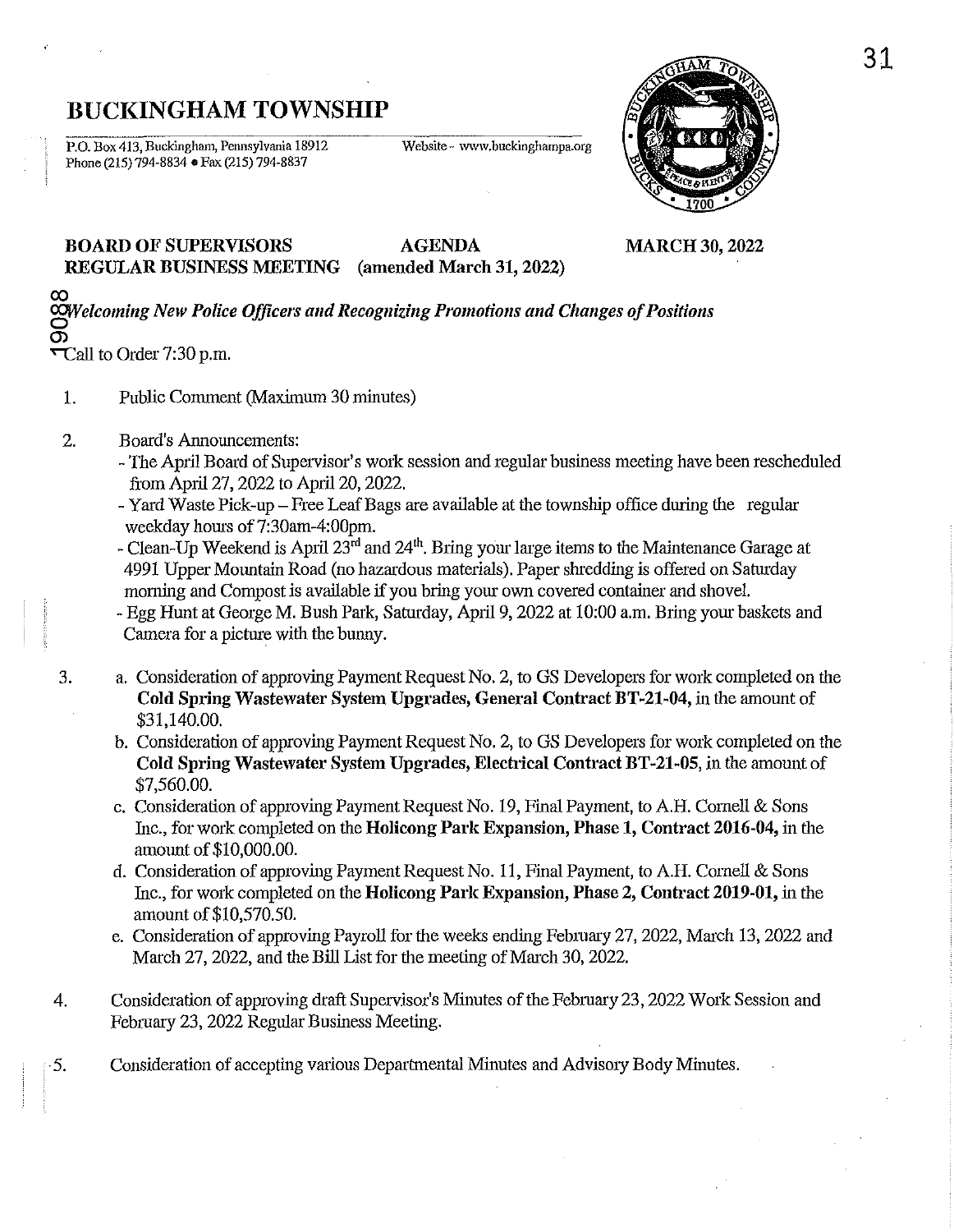# BUCKINGHAM TOWNSHIP

P.O. Box 413, Buckingham, Pennsylvania 18912
Phone (215) 794-8834 • Fax (215) 794-8837

Website - www.buckinghampa.org

**BOARD OF SUPERVISORS** **AGENDA** **MARCH 30, 2022**
**REGULAR BUSINESS MEETING** **(amended March 31, 2022)**

*Welcoming New Police Officers and Recognizing Promotions and Changes of Positions*

Call to Order 7:30 p.m.

1. Public Comment (Maximum 30 minutes)

2. Board's Announcements:
   - The April Board of Supervisor's work session and regular business meeting have been rescheduled from April 27, 2022 to April 20, 2022.
   - Yard Waste Pick-up – Free Leaf Bags are available at the township office during the regular weekday hours of 7:30am-4:00pm.
   - Clean-Up Weekend is April 23rd and 24th. Bring your large items to the Maintenance Garage at 4991 Upper Mountain Road (no hazardous materials). Paper shredding is offered on Saturday morning and Compost is available if you bring your own covered container and shovel.
   - Egg Hunt at George M. Bush Park, Saturday, April 9, 2022 at 10:00 a.m. Bring your baskets and Camera for a picture with the bunny.

3. a. Consideration of approving Payment Request No. 2, to GS Developers for work completed on the **Cold Spring Wastewater System Upgrades, General Contract BT-21-04,** in the amount of $31,140.00.

   b. Consideration of approving Payment Request No. 2, to GS Developers for work completed on the **Cold Spring Wastewater System Upgrades, Electrical Contract BT-21-05**, in the amount of $7,560.00.

   c. Consideration of approving Payment Request No. 19, Final Payment, to A.H. Cornell & Sons Inc., for work completed on the **Holicong Park Expansion, Phase 1, Contract 2016-04,** in the amount of $10,000.00.

   d. Consideration of approving Payment Request No. 11, Final Payment, to A.H. Cornell & Sons Inc., for work completed on the **Holicong Park Expansion, Phase 2, Contract 2019-01,** in the amount of $10,570.50.

   e. Consideration of approving Payroll for the weeks ending February 27, 2022, March 13, 2022 and March 27, 2022, and the Bill List for the meeting of March 30, 2022.

4. Consideration of approving draft Supervisor's Minutes of the February 23, 2022 Work Session and February 23, 2022 Regular Business Meeting.

5. Consideration of accepting various Departmental Minutes and Advisory Body Minutes.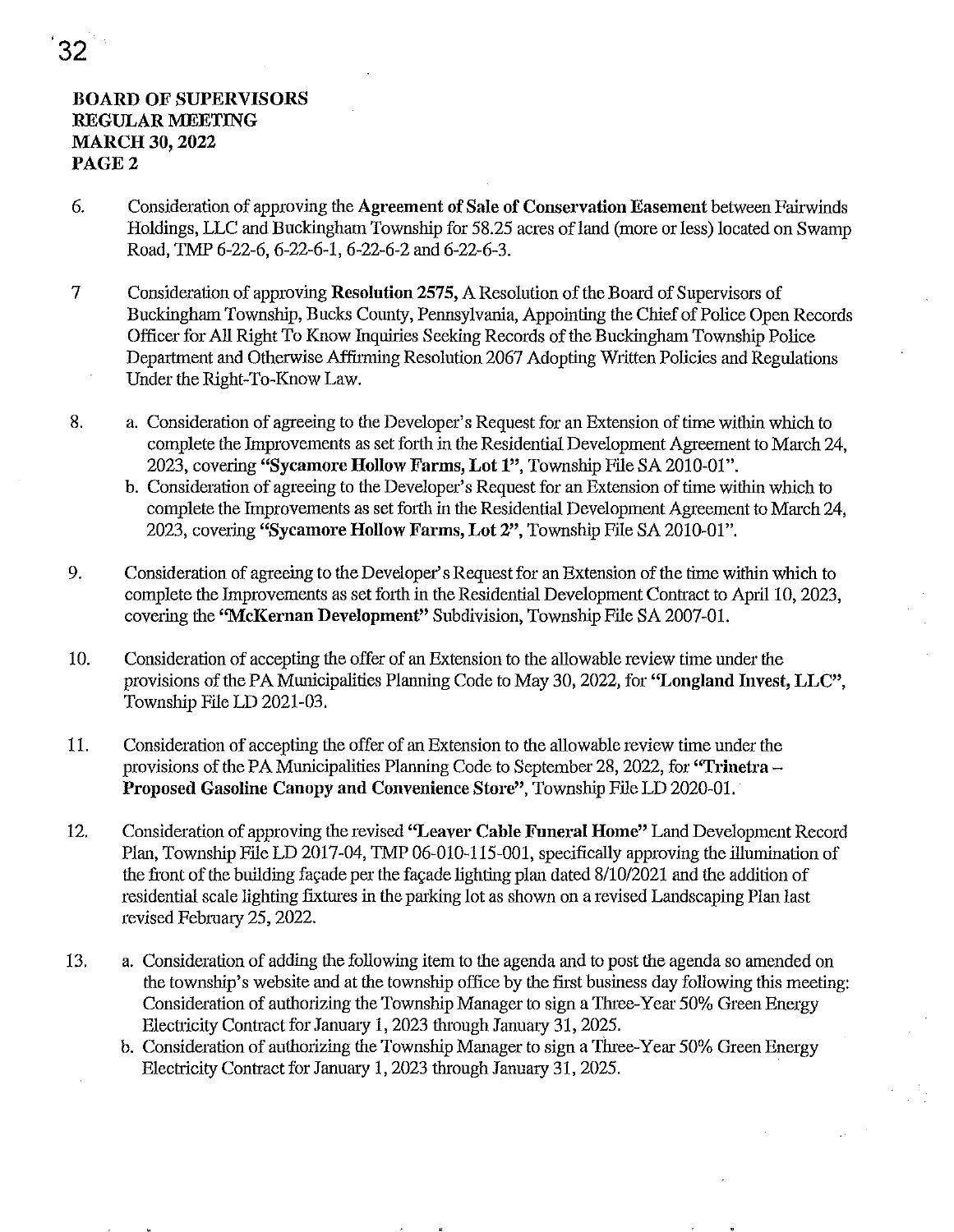**BOARD OF SUPERVISORS**
**REGULAR MEETING**
**MARCH 30, 2022**
**PAGE 2**

6. Consideration of approving the **Agreement of Sale of Conservation Easement** between Fairwinds Holdings, LLC and Buckingham Township for 58.25 acres of land (more or less) located on Swamp Road, TMP 6-22-6, 6-22-6-1, 6-22-6-2 and 6-22-6-3.

7. Consideration of approving **Resolution 2575**, A Resolution of the Board of Supervisors of Buckingham Township, Bucks County, Pennsylvania, Appointing the Chief of Police Open Records Officer for All Right To Know Inquiries Seeking Records of the Buckingham Township Police Department and Otherwise Affirming Resolution 2067 Adopting Written Policies and Regulations Under the Right-To-Know Law.

8. a. Consideration of agreeing to the Developer's Request for an Extension of time within which to complete the Improvements as set forth in the Residential Development Agreement to March 24, 2023, covering **"Sycamore Hollow Farms, Lot 1"**, Township File SA 2010-01".
   b. Consideration of agreeing to the Developer's Request for an Extension of time within which to complete the Improvements as set forth in the Residential Development Agreement to March 24, 2023, covering **"Sycamore Hollow Farms, Lot 2"**, Township File SA 2010-01".

9. Consideration of agreeing to the Developer's Request for an Extension of the time within which to complete the Improvements as set forth in the Residential Development Contract to April 10, 2023, covering the **"McKernan Development"** Subdivision, Township File SA 2007-01.

10. Consideration of accepting the offer of an Extension to the allowable review time under the provisions of the PA Municipalities Planning Code to May 30, 2022, for **"Longland Invest, LLC"**, Township File LD 2021-03.

11. Consideration of accepting the offer of an Extension to the allowable review time under the provisions of the PA Municipalities Planning Code to September 28, 2022, for **"Trinetra – Proposed Gasoline Canopy and Convenience Store"**, Township File LD 2020-01.

12. Consideration of approving the revised **"Leaver Cable Funeral Home"** Land Development Record Plan, Township File LD 2017-04, TMP 06-010-115-001, specifically approving the illumination of the front of the building façade per the façade lighting plan dated 8/10/2021 and the addition of residential scale lighting fixtures in the parking lot as shown on a revised Landscaping Plan last revised February 25, 2022.

13. a. Consideration of adding the following item to the agenda and to post the agenda so amended on the township's website and at the township office by the first business day following this meeting: Consideration of authorizing the Township Manager to sign a Three-Year 50% Green Energy Electricity Contract for January 1, 2023 through January 31, 2025.
    b. Consideration of authorizing the Township Manager to sign a Three-Year 50% Green Energy Electricity Contract for January 1, 2023 through January 31, 2025.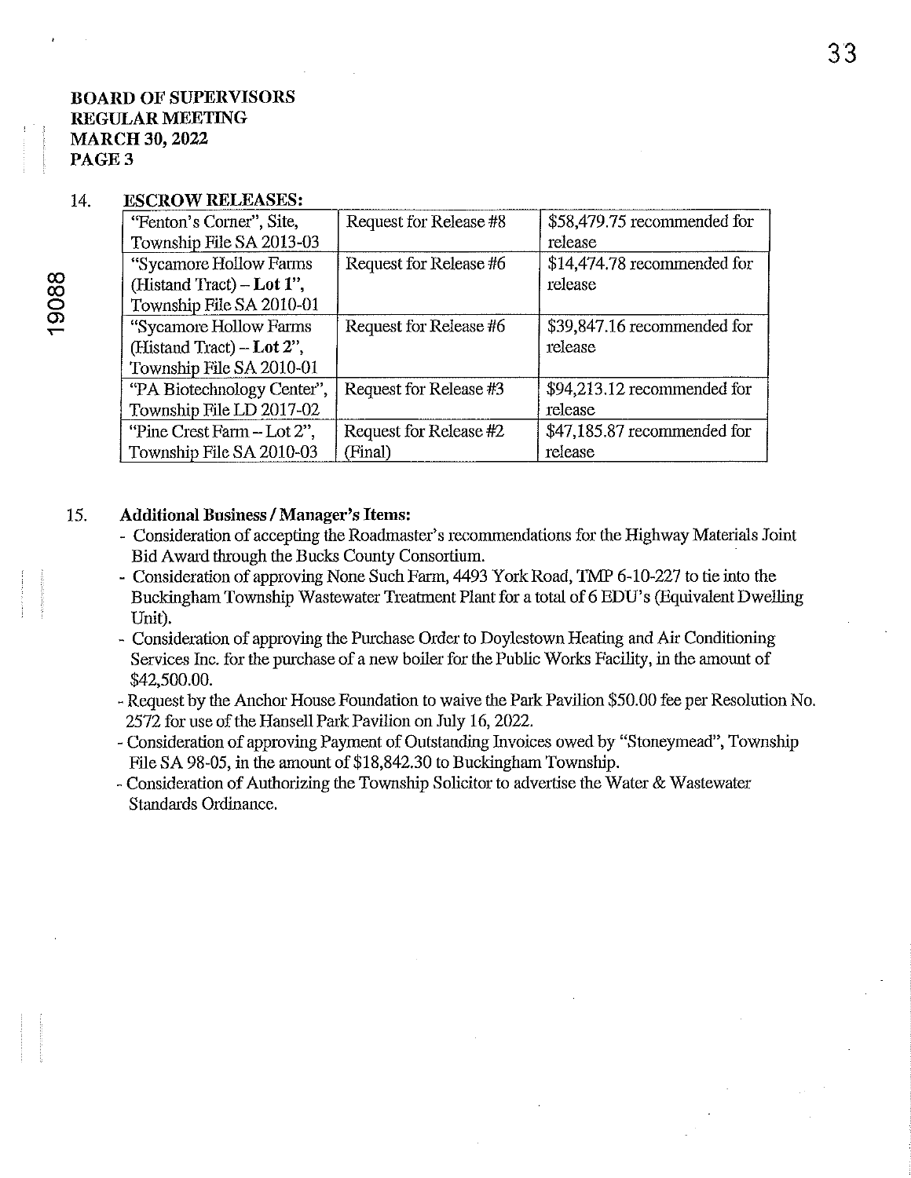**BOARD OF SUPERVISORS**
**REGULAR MEETING**
**MARCH 30, 2022**
**PAGE 3**

14. **ESCROW RELEASES:**

| | | |
|---|---|---|
| "Fenton's Corner", Site, Township File SA 2013-03 | Request for Release #8 | $58,479.75 recommended for release |
| "Sycamore Hollow Farms (Histand Tract) – **Lot 1**", Township File SA 2010-01 | Request for Release #6 | $14,474.78 recommended for release |
| "Sycamore Hollow Farms (Histand Tract) – **Lot 2**", Township File SA 2010-01 | Request for Release #6 | $39,847.16 recommended for release |
| "PA Biotechnology Center", Township File LD 2017-02 | Request for Release #3 | $94,213.12 recommended for release |
| "Pine Crest Farm – Lot 2", Township File SA 2010-03 | Request for Release #2 (Final) | $47,185.87 recommended for release |

15. **Additional Business / Manager's Items:**
- Consideration of accepting the Roadmaster's recommendations for the Highway Materials Joint Bid Award through the Bucks County Consortium.
- Consideration of approving None Such Farm, 4493 York Road, TMP 6-10-227 to tie into the Buckingham Township Wastewater Treatment Plant for a total of 6 EDU's (Equivalent Dwelling Unit).
- Consideration of approving the Purchase Order to Doylestown Heating and Air Conditioning Services Inc. for the purchase of a new boiler for the Public Works Facility, in the amount of $42,500.00.
- Request by the Anchor House Foundation to waive the Park Pavilion $50.00 fee per Resolution No. 2572 for use of the Hansell Park Pavilion on July 16, 2022.
- Consideration of approving Payment of Outstanding Invoices owed by "Stoneymead", Township File SA 98-05, in the amount of $18,842.30 to Buckingham Township.
- Consideration of Authorizing the Township Solicitor to advertise the Water & Wastewater Standards Ordinance.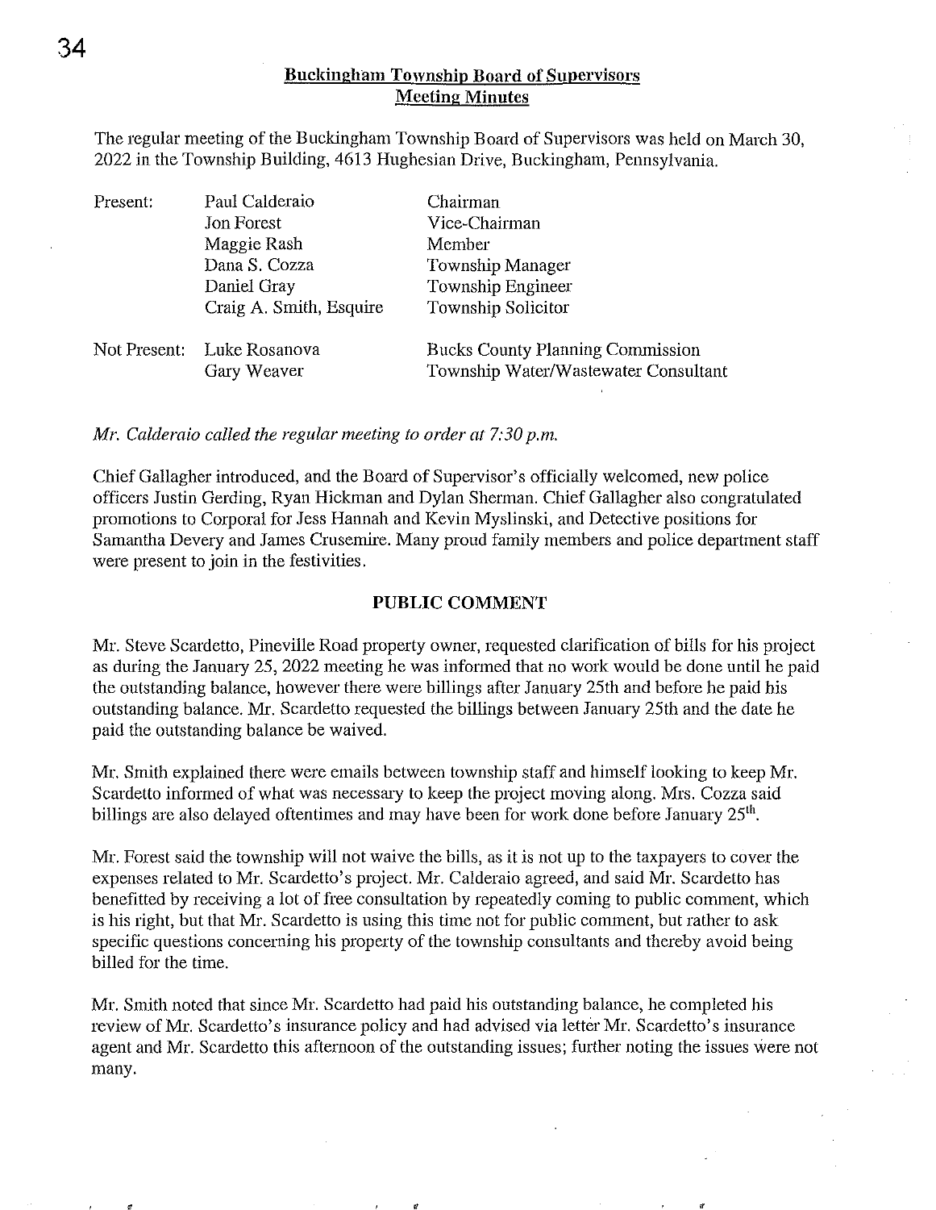## Buckingham Township Board of Supervisors Meeting Minutes

The regular meeting of the Buckingham Township Board of Supervisors was held on March 30, 2022 in the Township Building, 4613 Hughesian Drive, Buckingham, Pennsylvania.

| | | |
|---|---|---|
| Present: | Paul Calderaio | Chairman |
| | Jon Forest | Vice-Chairman |
| | Maggie Rash | Member |
| | Dana S. Cozza | Township Manager |
| | Daniel Gray | Township Engineer |
| | Craig A. Smith, Esquire | Township Solicitor |
| Not Present: | Luke Rosanova | Bucks County Planning Commission |
| | Gary Weaver | Township Water/Wastewater Consultant |

*Mr. Calderaio called the regular meeting to order at 7:30 p.m.*

Chief Gallagher introduced, and the Board of Supervisor's officially welcomed, new police officers Justin Gerding, Ryan Hickman and Dylan Sherman. Chief Gallagher also congratulated promotions to Corporal for Jess Hannah and Kevin Myslinski, and Detective positions for Samantha Devery and James Crusemire. Many proud family members and police department staff were present to join in the festivities.

### PUBLIC COMMENT

Mr. Steve Scardetto, Pineville Road property owner, requested clarification of bills for his project as during the January 25, 2022 meeting he was informed that no work would be done until he paid the outstanding balance, however there were billings after January 25th and before he paid his outstanding balance. Mr. Scardetto requested the billings between January 25th and the date he paid the outstanding balance be waived.

Mr. Smith explained there were emails between township staff and himself looking to keep Mr. Scardetto informed of what was necessary to keep the project moving along. Mrs. Cozza said billings are also delayed oftentimes and may have been for work done before January 25th.

Mr. Forest said the township will not waive the bills, as it is not up to the taxpayers to cover the expenses related to Mr. Scardetto's project. Mr. Calderaio agreed, and said Mr. Scardetto has benefitted by receiving a lot of free consultation by repeatedly coming to public comment, which is his right, but that Mr. Scardetto is using this time not for public comment, but rather to ask specific questions concerning his property of the township consultants and thereby avoid being billed for the time.

Mr. Smith noted that since Mr. Scardetto had paid his outstanding balance, he completed his review of Mr. Scardetto's insurance policy and had advised via letter Mr. Scardetto's insurance agent and Mr. Scardetto this afternoon of the outstanding issues; further noting the issues were not many.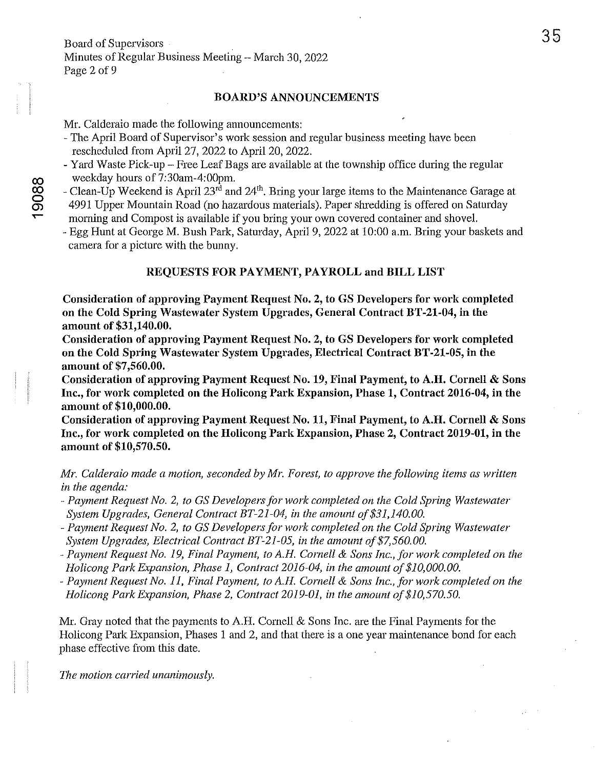## BOARD'S ANNOUNCEMENTS

Mr. Calderaio made the following announcements:

- The April Board of Supervisor's work session and regular business meeting have been rescheduled from April 27, 2022 to April 20, 2022.
- Yard Waste Pick-up – Free Leaf Bags are available at the township office during the regular weekday hours of 7:30am-4:00pm.
- Clean-Up Weekend is April 23rd and 24th. Bring your large items to the Maintenance Garage at 4991 Upper Mountain Road (no hazardous materials). Paper shredding is offered on Saturday morning and Compost is available if you bring your own covered container and shovel.
- Egg Hunt at George M. Bush Park, Saturday, April 9, 2022 at 10:00 a.m. Bring your baskets and camera for a picture with the bunny.

## REQUESTS FOR PAYMENT, PAYROLL and BILL LIST

**Consideration of approving Payment Request No. 2, to GS Developers for work completed on the Cold Spring Wastewater System Upgrades, General Contract BT-21-04, in the amount of $31,140.00.**

**Consideration of approving Payment Request No. 2, to GS Developers for work completed on the Cold Spring Wastewater System Upgrades, Electrical Contract BT-21-05, in the amount of $7,560.00.**

**Consideration of approving Payment Request No. 19, Final Payment, to A.H. Cornell & Sons Inc., for work completed on the Holicong Park Expansion, Phase 1, Contract 2016-04, in the amount of $10,000.00.**

**Consideration of approving Payment Request No. 11, Final Payment, to A.H. Cornell & Sons Inc., for work completed on the Holicong Park Expansion, Phase 2, Contract 2019-01, in the amount of $10,570.50.**

*Mr. Calderaio made a motion, seconded by Mr. Forest, to approve the following items as written in the agenda:*

- *Payment Request No. 2, to GS Developers for work completed on the Cold Spring Wastewater System Upgrades, General Contract BT-21-04, in the amount of $31,140.00.*
- *Payment Request No. 2, to GS Developers for work completed on the Cold Spring Wastewater System Upgrades, Electrical Contract BT-21-05, in the amount of $7,560.00.*
- *Payment Request No. 19, Final Payment, to A.H. Cornell & Sons Inc., for work completed on the Holicong Park Expansion, Phase 1, Contract 2016-04, in the amount of $10,000.00.*
- *Payment Request No. 11, Final Payment, to A.H. Cornell & Sons Inc., for work completed on the Holicong Park Expansion, Phase 2, Contract 2019-01, in the amount of $10,570.50.*

Mr. Gray noted that the payments to A.H. Cornell & Sons Inc. are the Final Payments for the Holicong Park Expansion, Phases 1 and 2, and that there is a one year maintenance bond for each phase effective from this date.

*The motion carried unanimously.*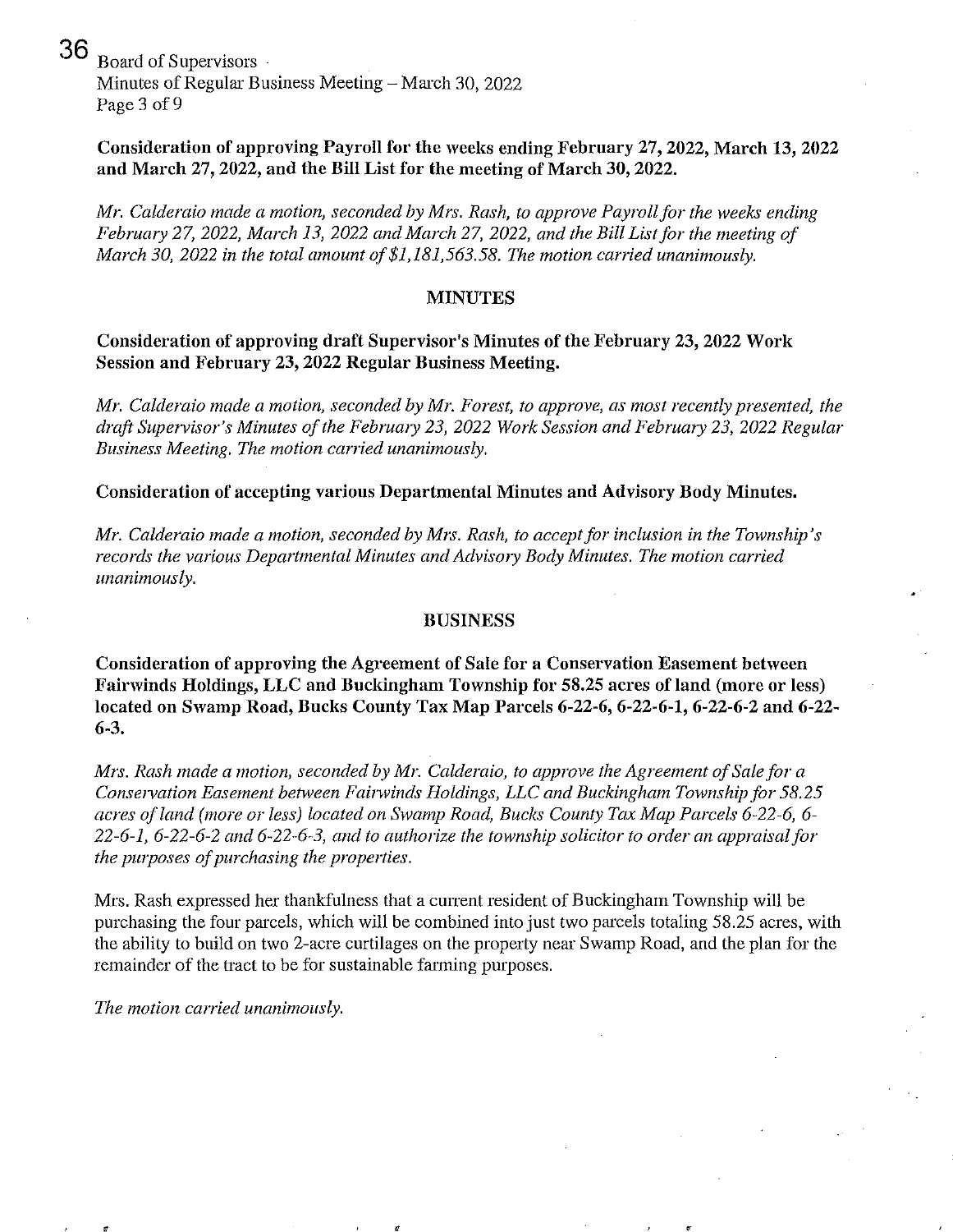**Consideration of approving Payroll for the weeks ending February 27, 2022, March 13, 2022 and March 27, 2022, and the Bill List for the meeting of March 30, 2022.**

*Mr. Calderaio made a motion, seconded by Mrs. Rash, to approve Payroll for the weeks ending February 27, 2022, March 13, 2022 and March 27, 2022, and the Bill List for the meeting of March 30, 2022 in the total amount of $1,181,563.58. The motion carried unanimously.*

## MINUTES

**Consideration of approving draft Supervisor's Minutes of the February 23, 2022 Work Session and February 23, 2022 Regular Business Meeting.**

*Mr. Calderaio made a motion, seconded by Mr. Forest, to approve, as most recently presented, the draft Supervisor's Minutes of the February 23, 2022 Work Session and February 23, 2022 Regular Business Meeting. The motion carried unanimously.*

**Consideration of accepting various Departmental Minutes and Advisory Body Minutes.**

*Mr. Calderaio made a motion, seconded by Mrs. Rash, to accept for inclusion in the Township's records the various Departmental Minutes and Advisory Body Minutes. The motion carried unanimously.*

## BUSINESS

**Consideration of approving the Agreement of Sale for a Conservation Easement between Fairwinds Holdings, LLC and Buckingham Township for 58.25 acres of land (more or less) located on Swamp Road, Bucks County Tax Map Parcels 6-22-6, 6-22-6-1, 6-22-6-2 and 6-22-6-3.**

*Mrs. Rash made a motion, seconded by Mr. Calderaio, to approve the Agreement of Sale for a Conservation Easement between Fairwinds Holdings, LLC and Buckingham Township for 58.25 acres of land (more or less) located on Swamp Road, Bucks County Tax Map Parcels 6-22-6, 6-22-6-1, 6-22-6-2 and 6-22-6-3, and to authorize the township solicitor to order an appraisal for the purposes of purchasing the properties.*

Mrs. Rash expressed her thankfulness that a current resident of Buckingham Township will be purchasing the four parcels, which will be combined into just two parcels totaling 58.25 acres, with the ability to build on two 2-acre curtilages on the property near Swamp Road, and the plan for the remainder of the tract to be for sustainable farming purposes.

*The motion carried unanimously.*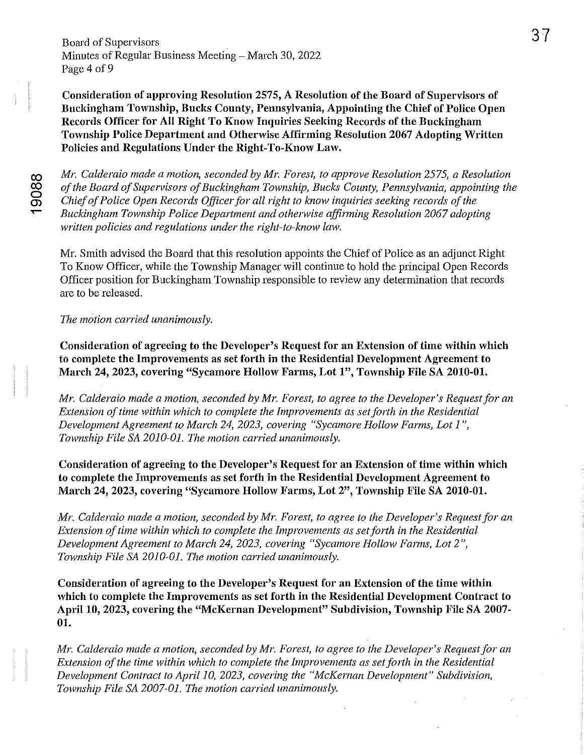**Consideration of approving Resolution 2575, A Resolution of the Board of Supervisors of Buckingham Township, Bucks County, Pennsylvania, Appointing the Chief of Police Open Records Officer for All Right To Know Inquiries Seeking Records of the Buckingham Township Police Department and Otherwise Affirming Resolution 2067 Adopting Written Policies and Regulations Under the Right-To-Know Law.**

*Mr. Calderaio made a motion, seconded by Mr. Forest, to approve Resolution 2575, a Resolution of the Board of Supervisors of Buckingham Township, Bucks County, Pennsylvania, appointing the Chief of Police Open Records Officer for all right to know inquiries seeking records of the Buckingham Township Police Department and otherwise affirming Resolution 2067 adopting written policies and regulations under the right-to-know law.*

Mr. Smith advised the Board that this resolution appoints the Chief of Police as an adjunct Right To Know Officer, while the Township Manager will continue to hold the principal Open Records Officer position for Buckingham Township responsible to review any determination that records are to be released.

*The motion carried unanimously.*

**Consideration of agreeing to the Developer's Request for an Extension of time within which to complete the Improvements as set forth in the Residential Development Agreement to March 24, 2023, covering "Sycamore Hollow Farms, Lot 1", Township File SA 2010-01.**

*Mr. Calderaio made a motion, seconded by Mr. Forest, to agree to the Developer's Request for an Extension of time within which to complete the Improvements as set forth in the Residential Development Agreement to March 24, 2023, covering "Sycamore Hollow Farms, Lot 1", Township File SA 2010-01. The motion carried unanimously.*

**Consideration of agreeing to the Developer's Request for an Extension of time within which to complete the Improvements as set forth in the Residential Development Agreement to March 24, 2023, covering "Sycamore Hollow Farms, Lot 2", Township File SA 2010-01.**

*Mr. Calderaio made a motion, seconded by Mr. Forest, to agree to the Developer's Request for an Extension of time within which to complete the Improvements as set forth in the Residential Development Agreement to March 24, 2023, covering "Sycamore Hollow Farms, Lot 2", Township File SA 2010-01. The motion carried unanimously.*

**Consideration of agreeing to the Developer's Request for an Extension of the time within which to complete the Improvements as set forth in the Residential Development Contract to April 10, 2023, covering the "McKernan Development" Subdivision, Township File SA 2007-01.**

*Mr. Calderaio made a motion, seconded by Mr. Forest, to agree to the Developer's Request for an Extension of the time within which to complete the Improvements as set forth in the Residential Development Contract to April 10, 2023, covering the "McKernan Development" Subdivision, Township File SA 2007-01. The motion carried unanimously.*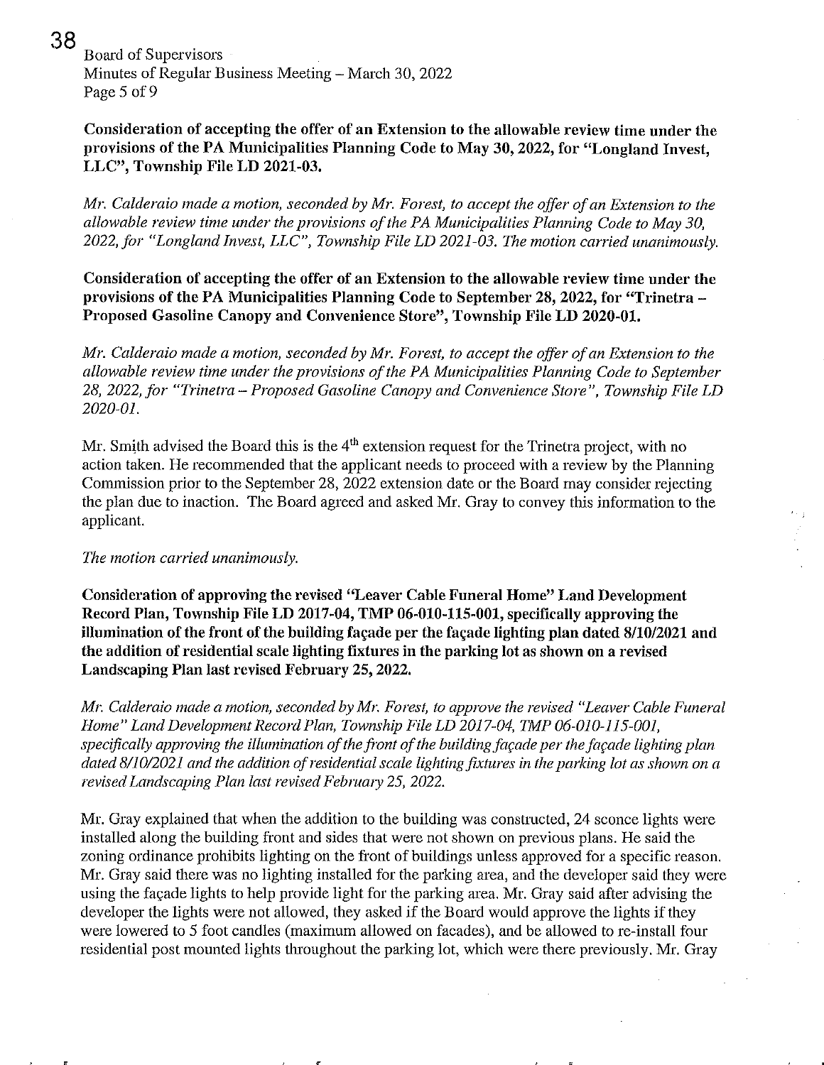**Consideration of accepting the offer of an Extension to the allowable review time under the provisions of the PA Municipalities Planning Code to May 30, 2022, for "Longland Invest, LLC", Township File LD 2021-03.**

*Mr. Calderaio made a motion, seconded by Mr. Forest, to accept the offer of an Extension to the allowable review time under the provisions of the PA Municipalities Planning Code to May 30, 2022, for "Longland Invest, LLC", Township File LD 2021-03. The motion carried unanimously.*

**Consideration of accepting the offer of an Extension to the allowable review time under the provisions of the PA Municipalities Planning Code to September 28, 2022, for "Trinetra – Proposed Gasoline Canopy and Convenience Store", Township File LD 2020-01.**

*Mr. Calderaio made a motion, seconded by Mr. Forest, to accept the offer of an Extension to the allowable review time under the provisions of the PA Municipalities Planning Code to September 28, 2022, for "Trinetra – Proposed Gasoline Canopy and Convenience Store", Township File LD 2020-01.*

Mr. Smith advised the Board this is the 4th extension request for the Trinetra project, with no action taken. He recommended that the applicant needs to proceed with a review by the Planning Commission prior to the September 28, 2022 extension date or the Board may consider rejecting the plan due to inaction. The Board agreed and asked Mr. Gray to convey this information to the applicant.

*The motion carried unanimously.*

**Consideration of approving the revised "Leaver Cable Funeral Home" Land Development Record Plan, Township File LD 2017-04, TMP 06-010-115-001, specifically approving the illumination of the front of the building façade per the façade lighting plan dated 8/10/2021 and the addition of residential scale lighting fixtures in the parking lot as shown on a revised Landscaping Plan last revised February 25, 2022.**

*Mr. Calderaio made a motion, seconded by Mr. Forest, to approve the revised "Leaver Cable Funeral Home" Land Development Record Plan, Township File LD 2017-04, TMP 06-010-115-001, specifically approving the illumination of the front of the building façade per the façade lighting plan dated 8/10/2021 and the addition of residential scale lighting fixtures in the parking lot as shown on a revised Landscaping Plan last revised February 25, 2022.*

Mr. Gray explained that when the addition to the building was constructed, 24 sconce lights were installed along the building front and sides that were not shown on previous plans. He said the zoning ordinance prohibits lighting on the front of buildings unless approved for a specific reason. Mr. Gray said there was no lighting installed for the parking area, and the developer said they were using the façade lights to help provide light for the parking area. Mr. Gray said after advising the developer the lights were not allowed, they asked if the Board would approve the lights if they were lowered to 5 foot candles (maximum allowed on facades), and be allowed to re-install four residential post mounted lights throughout the parking lot, which were there previously. Mr. Gray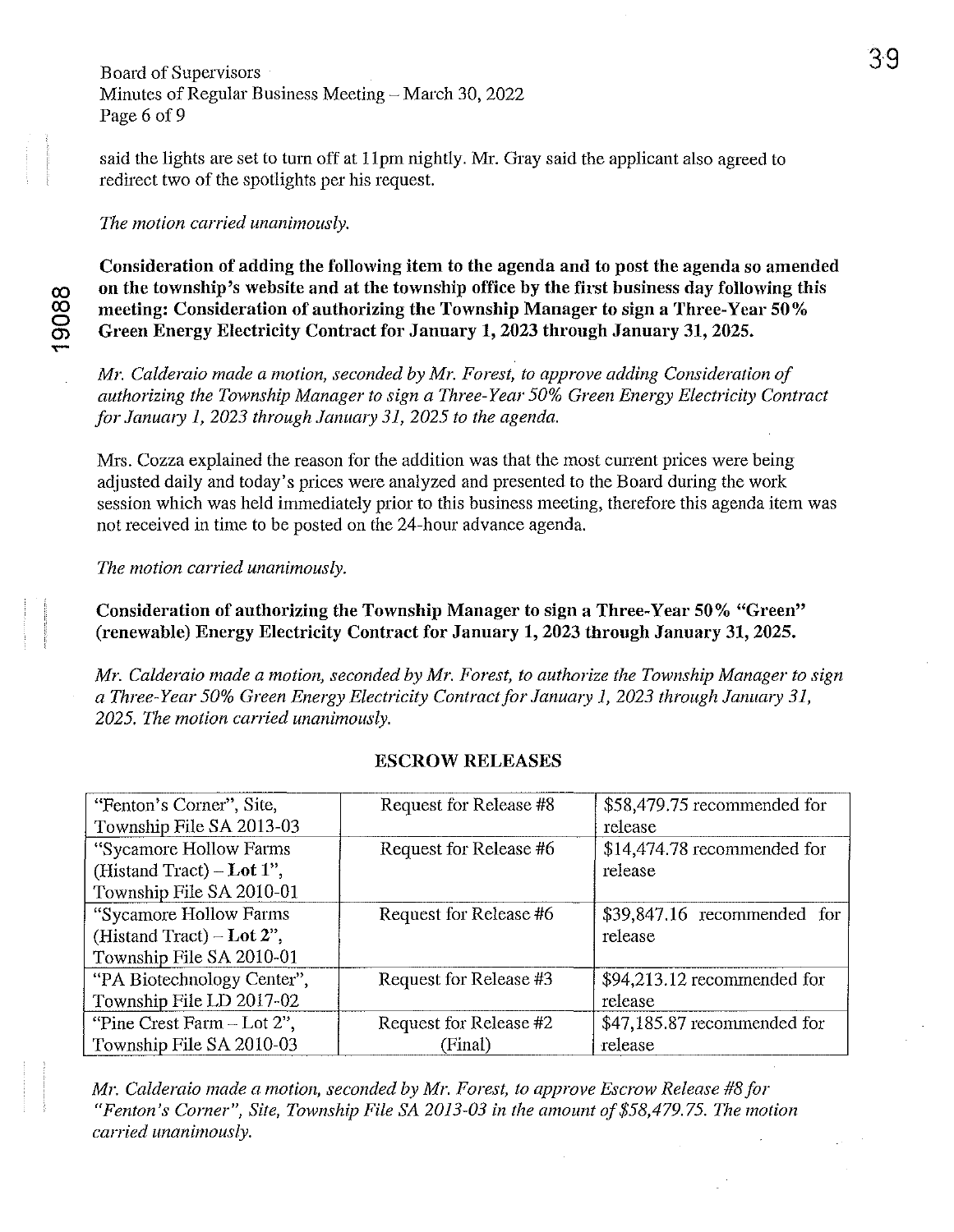said the lights are set to turn off at 11pm nightly. Mr. Gray said the applicant also agreed to redirect two of the spotlights per his request.

*The motion carried unanimously.*

**Consideration of adding the following item to the agenda and to post the agenda so amended on the township's website and at the township office by the first business day following this meeting: Consideration of authorizing the Township Manager to sign a Three-Year 50% Green Energy Electricity Contract for January 1, 2023 through January 31, 2025.**

*Mr. Calderaio made a motion, seconded by Mr. Forest, to approve adding Consideration of authorizing the Township Manager to sign a Three-Year 50% Green Energy Electricity Contract for January 1, 2023 through January 31, 2025 to the agenda.*

Mrs. Cozza explained the reason for the addition was that the most current prices were being adjusted daily and today's prices were analyzed and presented to the Board during the work session which was held immediately prior to this business meeting, therefore this agenda item was not received in time to be posted on the 24-hour advance agenda.

*The motion carried unanimously.*

**Consideration of authorizing the Township Manager to sign a Three-Year 50% "Green" (renewable) Energy Electricity Contract for January 1, 2023 through January 31, 2025.**

*Mr. Calderaio made a motion, seconded by Mr. Forest, to authorize the Township Manager to sign a Three-Year 50% Green Energy Electricity Contract for January 1, 2023 through January 31, 2025. The motion carried unanimously.*

## ESCROW RELEASES

| Project | Request | Amount |
|---|---|---|
| "Fenton's Corner", Site, Township File SA 2013-03 | Request for Release #8 | $58,479.75 recommended for release |
| "Sycamore Hollow Farms (Histand Tract) – **Lot 1**", Township File SA 2010-01 | Request for Release #6 | $14,474.78 recommended for release |
| "Sycamore Hollow Farms (Histand Tract) – **Lot 2**", Township File SA 2010-01 | Request for Release #6 | $39,847.16 recommended for release |
| "PA Biotechnology Center", Township File LD 2017-02 | Request for Release #3 | $94,213.12 recommended for release |
| "Pine Crest Farm – Lot 2", Township File SA 2010-03 | Request for Release #2 (Final) | $47,185.87 recommended for release |

*Mr. Calderaio made a motion, seconded by Mr. Forest, to approve Escrow Release #8 for "Fenton's Corner", Site, Township File SA 2013-03 in the amount of $58,479.75. The motion carried unanimously.*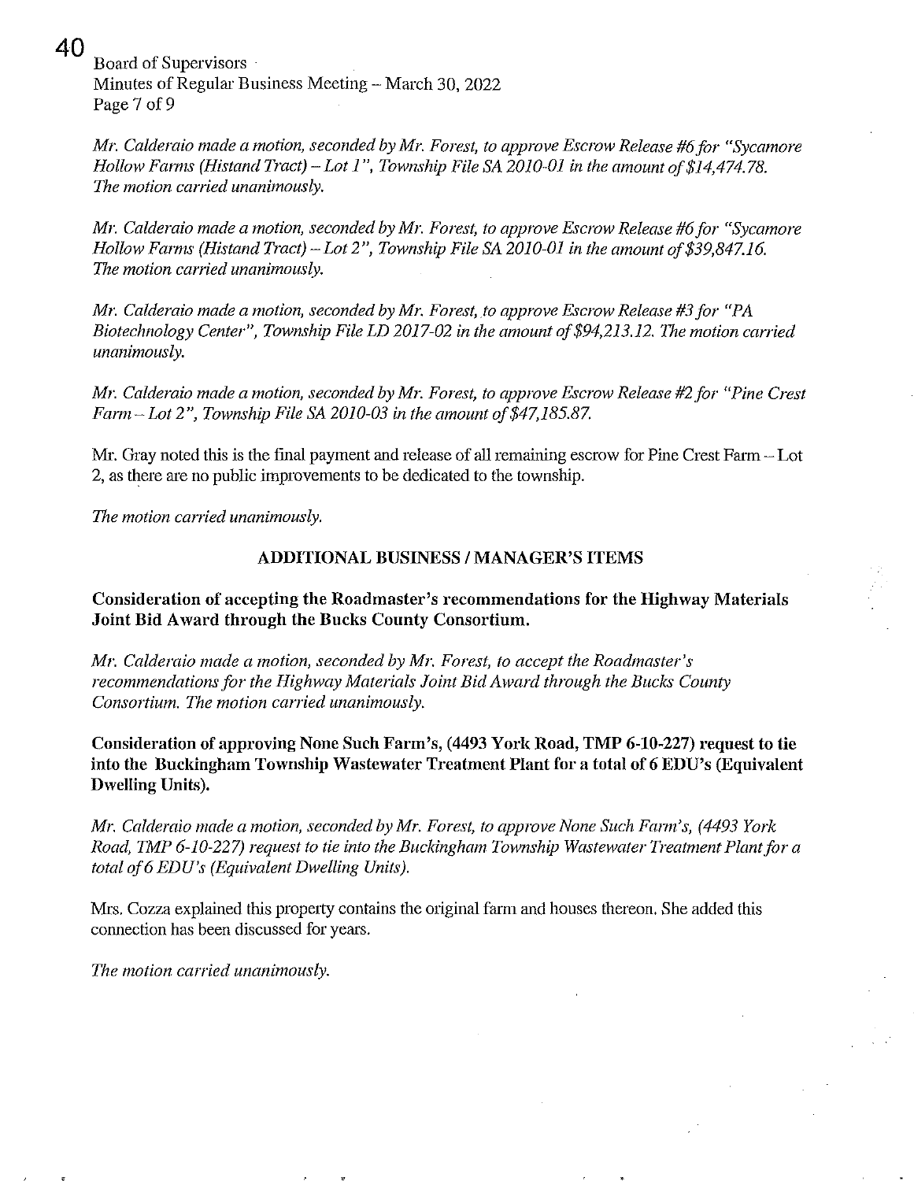*Mr. Calderaio made a motion, seconded by Mr. Forest, to approve Escrow Release #6 for "Sycamore Hollow Farms (Histand Tract) – Lot 1", Township File SA 2010-01 in the amount of $14,474.78. The motion carried unanimously.*

*Mr. Calderaio made a motion, seconded by Mr. Forest, to approve Escrow Release #6 for "Sycamore Hollow Farms (Histand Tract) – Lot 2", Township File SA 2010-01 in the amount of $39,847.16. The motion carried unanimously.*

*Mr. Calderaio made a motion, seconded by Mr. Forest, to approve Escrow Release #3 for "PA Biotechnology Center", Township File LD 2017-02 in the amount of $94,213.12. The motion carried unanimously.*

*Mr. Calderaio made a motion, seconded by Mr. Forest, to approve Escrow Release #2 for "Pine Crest Farm – Lot 2", Township File SA 2010-03 in the amount of $47,185.87.*

Mr. Gray noted this is the final payment and release of all remaining escrow for Pine Crest Farm – Lot 2, as there are no public improvements to be dedicated to the township.

*The motion carried unanimously.*

## ADDITIONAL BUSINESS / MANAGER'S ITEMS

**Consideration of accepting the Roadmaster's recommendations for the Highway Materials Joint Bid Award through the Bucks County Consortium.**

*Mr. Calderaio made a motion, seconded by Mr. Forest, to accept the Roadmaster's recommendations for the Highway Materials Joint Bid Award through the Bucks County Consortium. The motion carried unanimously.*

**Consideration of approving None Such Farm's, (4493 York Road, TMP 6-10-227) request to tie into the Buckingham Township Wastewater Treatment Plant for a total of 6 EDU's (Equivalent Dwelling Units).**

*Mr. Calderaio made a motion, seconded by Mr. Forest, to approve None Such Farm's, (4493 York Road, TMP 6-10-227) request to tie into the Buckingham Township Wastewater Treatment Plant for a total of 6 EDU's (Equivalent Dwelling Units).*

Mrs. Cozza explained this property contains the original farm and houses thereon. She added this connection has been discussed for years.

*The motion carried unanimously.*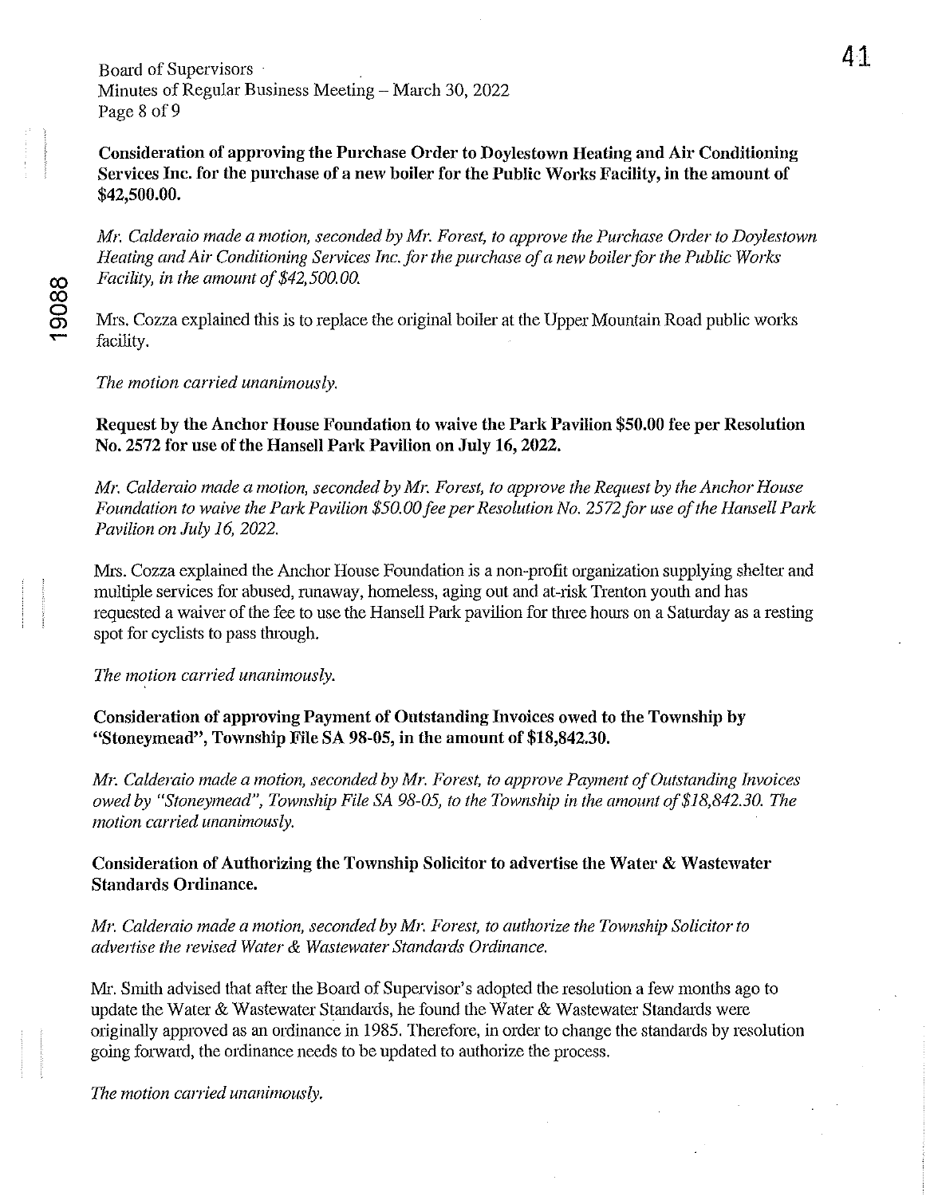**Consideration of approving the Purchase Order to Doylestown Heating and Air Conditioning Services Inc. for the purchase of a new boiler for the Public Works Facility, in the amount of $42,500.00.**

*Mr. Calderaio made a motion, seconded by Mr. Forest, to approve the Purchase Order to Doylestown Heating and Air Conditioning Services Inc. for the purchase of a new boiler for the Public Works Facility, in the amount of $42,500.00.*

Mrs. Cozza explained this is to replace the original boiler at the Upper Mountain Road public works facility.

*The motion carried unanimously.*

**Request by the Anchor House Foundation to waive the Park Pavilion $50.00 fee per Resolution No. 2572 for use of the Hansell Park Pavilion on July 16, 2022.**

*Mr. Calderaio made a motion, seconded by Mr. Forest, to approve the Request by the Anchor House Foundation to waive the Park Pavilion $50.00 fee per Resolution No. 2572 for use of the Hansell Park Pavilion on July 16, 2022.*

Mrs. Cozza explained the Anchor House Foundation is a non-profit organization supplying shelter and multiple services for abused, runaway, homeless, aging out and at-risk Trenton youth and has requested a waiver of the fee to use the Hansell Park pavilion for three hours on a Saturday as a resting spot for cyclists to pass through.

*The motion carried unanimously.*

**Consideration of approving Payment of Outstanding Invoices owed to the Township by "Stoneymead", Township File SA 98-05, in the amount of $18,842.30.**

*Mr. Calderaio made a motion, seconded by Mr. Forest, to approve Payment of Outstanding Invoices owed by "Stoneymead", Township File SA 98-05, to the Township in the amount of $18,842.30. The motion carried unanimously.*

**Consideration of Authorizing the Township Solicitor to advertise the Water & Wastewater Standards Ordinance.**

*Mr. Calderaio made a motion, seconded by Mr. Forest, to authorize the Township Solicitor to advertise the revised Water & Wastewater Standards Ordinance.*

Mr. Smith advised that after the Board of Supervisor's adopted the resolution a few months ago to update the Water & Wastewater Standards, he found the Water & Wastewater Standards were originally approved as an ordinance in 1985. Therefore, in order to change the standards by resolution going forward, the ordinance needs to be updated to authorize the process.

*The motion carried unanimously.*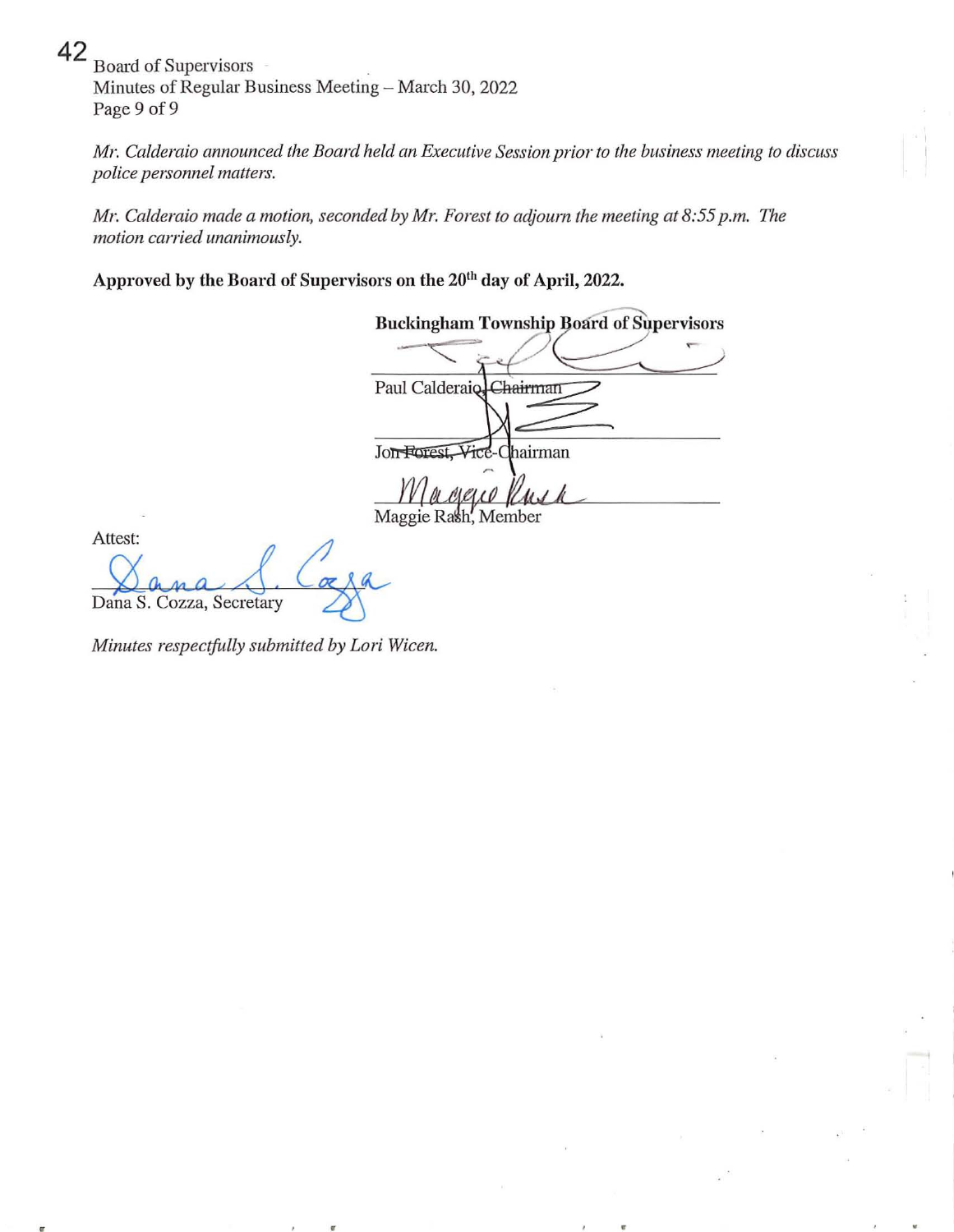*Mr. Calderaio announced the Board held an Executive Session prior to the business meeting to discuss police personnel matters.*

*Mr. Calderaio made a motion, seconded by Mr. Forest to adjourn the meeting at 8:55 p.m. The motion carried unanimously.*

**Approved by the Board of Supervisors on the 20th day of April, 2022.**

**Buckingham Township Board of Supervisors**

Paul Calderaio, Chairman

Jon Forest, Vice-Chairman

Maggie Rash, Member

Attest:

Dana S. Cozza, Secretary

*Minutes respectfully submitted by Lori Wicen.*